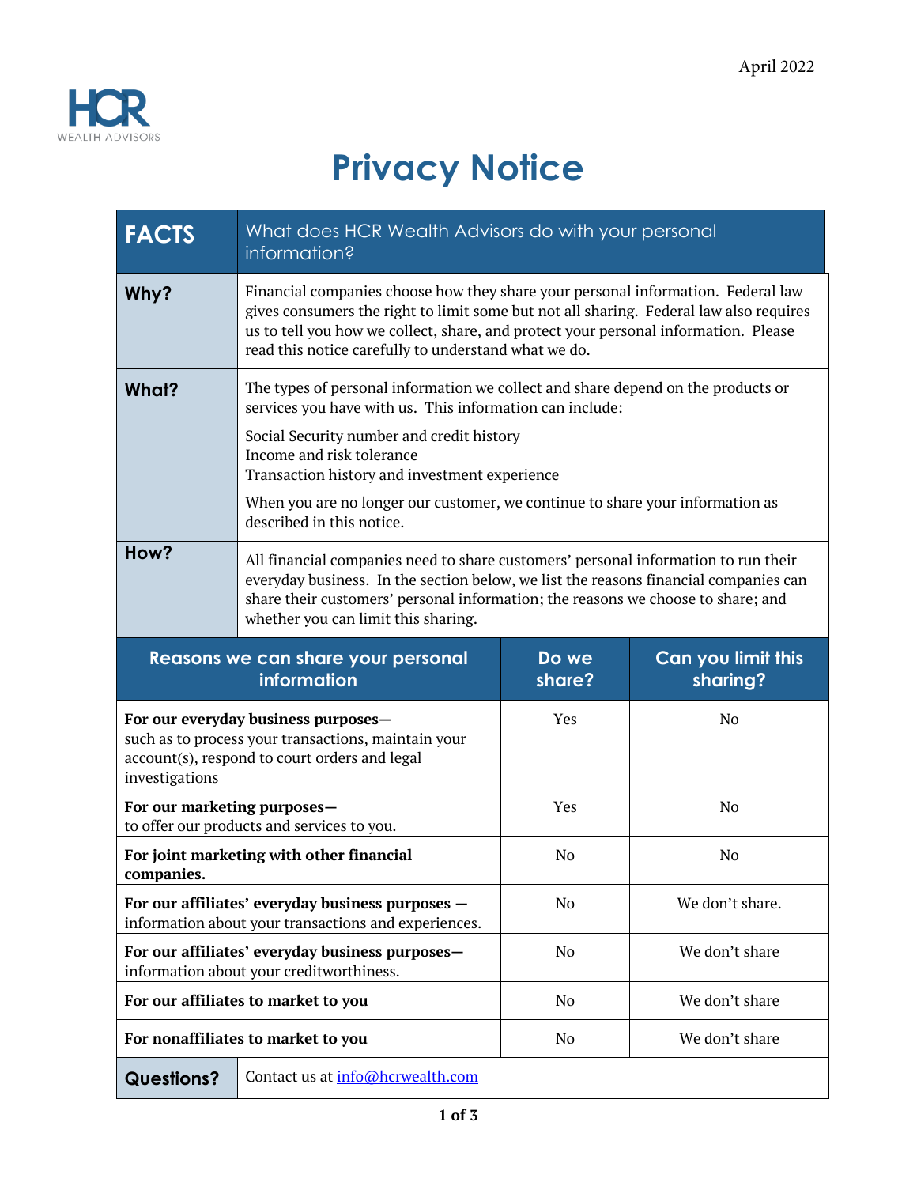April 2022

HCR WEALTH ADVISORS

# Privacy Notice

| FACTS | What does HCR Wealth Advisors do with your personal information? |
|---|---|
| **Why?** | Financial companies choose how they share your personal information. Federal law gives consumers the right to limit some but not all sharing. Federal law also requires us to tell you how we collect, share, and protect your personal information. Please read this notice carefully to understand what we do. |
| **What?** | The types of personal information we collect and share depend on the products or services you have with us. This information can include:<br><br>Social Security number and credit history<br>Income and risk tolerance<br>Transaction history and investment experience<br><br>When you are no longer our customer, we continue to share your information as described in this notice. |
| **How?** | All financial companies need to share customers' personal information to run their everyday business. In the section below, we list the reasons financial companies can share their customers' personal information; the reasons we choose to share; and whether you can limit this sharing. |

| Reasons we can share your personal information | Do we share? | Can you limit this sharing? |
|---|---|---|
| **For our everyday business purposes—** such as to process your transactions, maintain your account(s), respond to court orders and legal investigations | Yes | No |
| **For our marketing purposes—** to offer our products and services to you. | Yes | No |
| **For joint marketing with other financial companies.** | No | No |
| **For our affiliates' everyday business purposes —** information about your transactions and experiences. | No | We don't share. |
| **For our affiliates' everyday business purposes—** information about your creditworthiness. | No | We don't share |
| **For our affiliates to market to you** | No | We don't share |
| **For nonaffiliates to market to you** | No | We don't share |

| **Questions?** | Contact us at info@hcrwealth.com |
|---|---|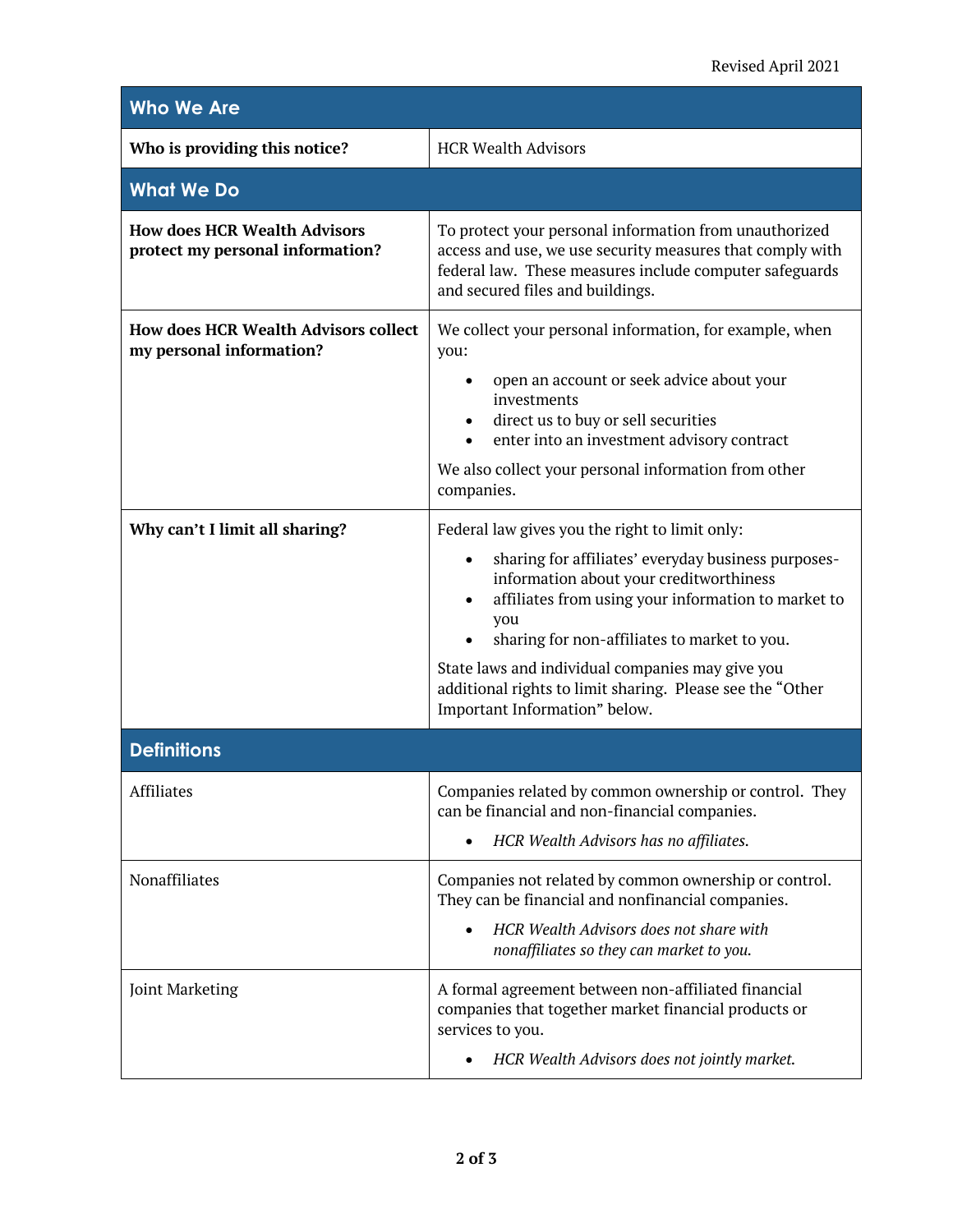Revised April 2021

| Who We Are | |
|---|---|
| **Who is providing this notice?** | HCR Wealth Advisors |
| **What We Do** | |
| **How does HCR Wealth Advisors protect my personal information?** | To protect your personal information from unauthorized access and use, we use security measures that comply with federal law. These measures include computer safeguards and secured files and buildings. |
| **How does HCR Wealth Advisors collect my personal information?** | We collect your personal information, for example, when you:<br>• open an account or seek advice about your investments<br>• direct us to buy or sell securities<br>• enter into an investment advisory contract<br><br>We also collect your personal information from other companies. |
| **Why can't I limit all sharing?** | Federal law gives you the right to limit only:<br>• sharing for affiliates' everyday business purposes-information about your creditworthiness<br>• affiliates from using your information to market to you<br>• sharing for non-affiliates to market to you.<br><br>State laws and individual companies may give you additional rights to limit sharing. Please see the "Other Important Information" below. |
| **Definitions** | |
| Affiliates | Companies related by common ownership or control. They can be financial and non-financial companies.<br>• *HCR Wealth Advisors has no affiliates.* |
| Nonaffiliates | Companies not related by common ownership or control. They can be financial and nonfinancial companies.<br>• *HCR Wealth Advisors does not share with nonaffiliates so they can market to you.* |
| Joint Marketing | A formal agreement between non-affiliated financial companies that together market financial products or services to you.<br>• *HCR Wealth Advisors does not jointly market.* |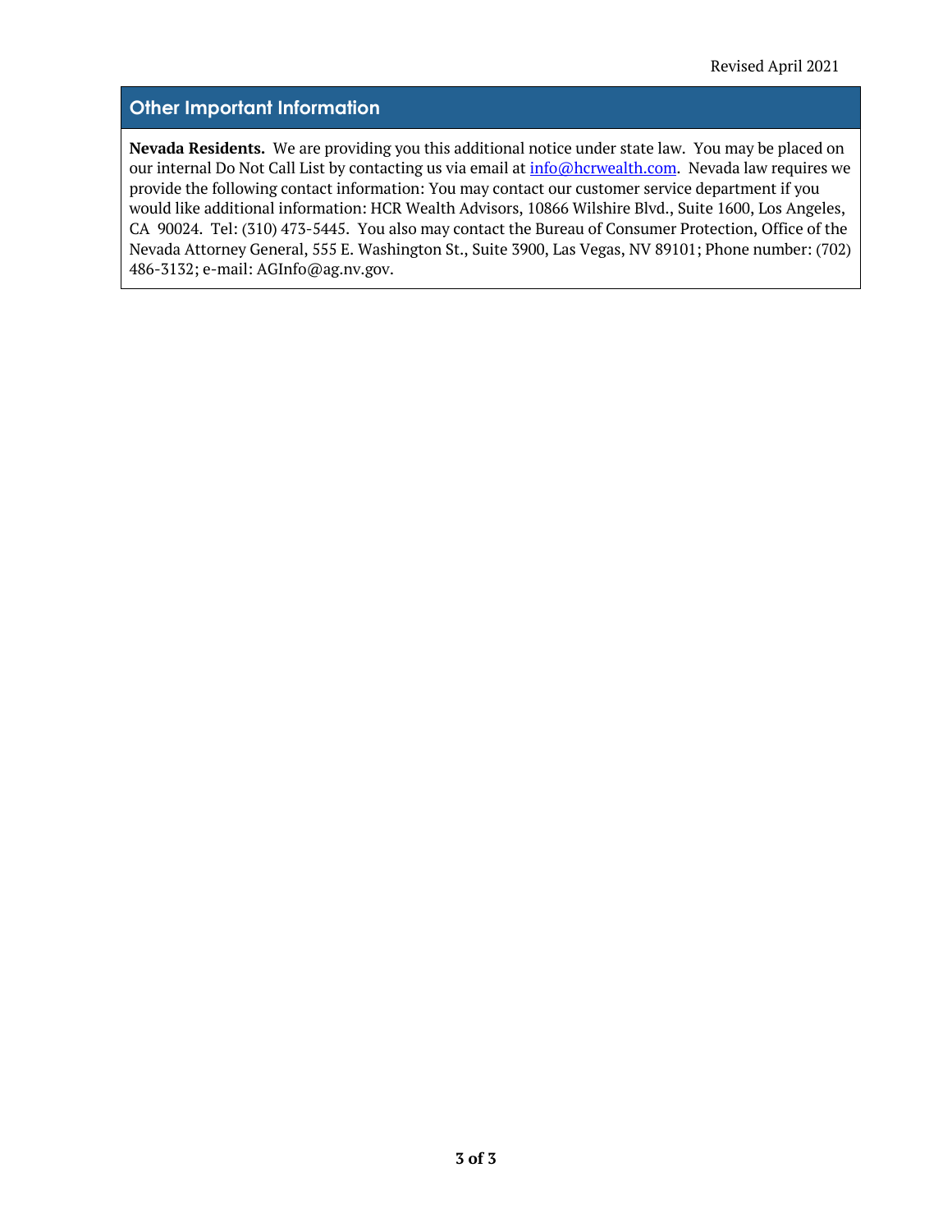Revised April 2021

## Other Important Information

**Nevada Residents.** We are providing you this additional notice under state law. You may be placed on our internal Do Not Call List by contacting us via email at info@hcrwealth.com. Nevada law requires we provide the following contact information: You may contact our customer service department if you would like additional information: HCR Wealth Advisors, 10866 Wilshire Blvd., Suite 1600, Los Angeles, CA 90024. Tel: (310) 473-5445. You also may contact the Bureau of Consumer Protection, Office of the Nevada Attorney General, 555 E. Washington St., Suite 3900, Las Vegas, NV 89101; Phone number: (702) 486-3132; e-mail: AGInfo@ag.nv.gov.